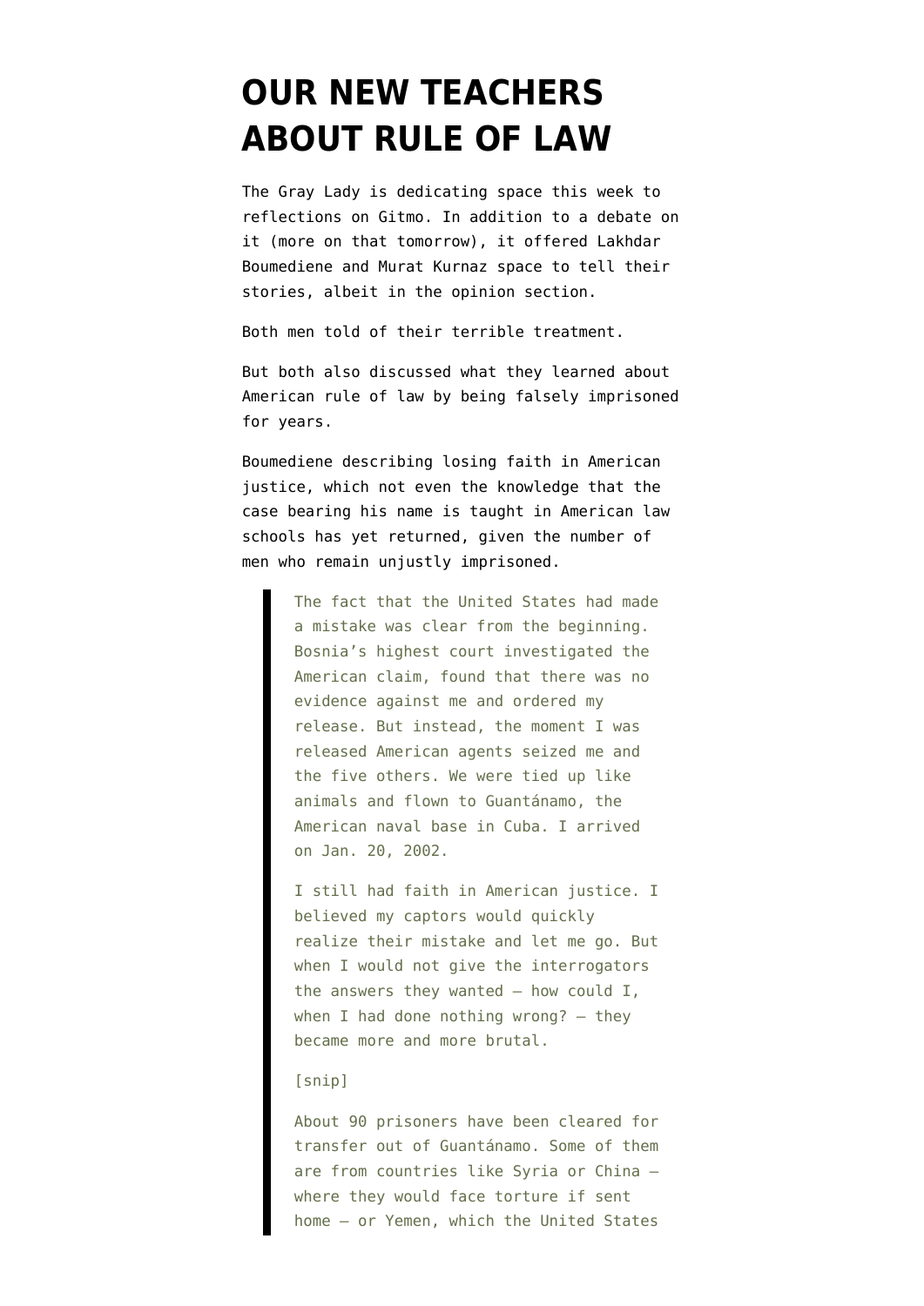# OUR NEW TEACHERS ABOUT RULE OF LAW

The Gray Lady is dedicating space this week to reflections on Gitmo. In addition to a debate on it (more on that tomorrow), it offered Lakhdar Boumediene and Murat Kurnaz space to tell their stories, albeit in the opinion section.

Both men told of their terrible treatment.

But both also discussed what they learned about American rule of law by being falsely imprisoned for years.

Boumediene describing losing faith in American justice, which not even the knowledge that the case bearing his name is taught in American law schools has yet returned, given the number of men who remain unjustly imprisoned.

> The fact that the United States had made a mistake was clear from the beginning. Bosnia's highest court investigated the American claim, found that there was no evidence against me and ordered my release. But instead, the moment I was released American agents seized me and the five others. We were tied up like animals and flown to Guantánamo, the American naval base in Cuba. I arrived on Jan. 20, 2002.
>
> I still had faith in American justice. I believed my captors would quickly realize their mistake and let me go. But when I would not give the interrogators the answers they wanted — how could I, when I had done nothing wrong? — they became more and more brutal.
>
> [snip]
>
> About 90 prisoners have been cleared for transfer out of Guantánamo. Some of them are from countries like Syria or China — where they would face torture if sent home — or Yemen, which the United States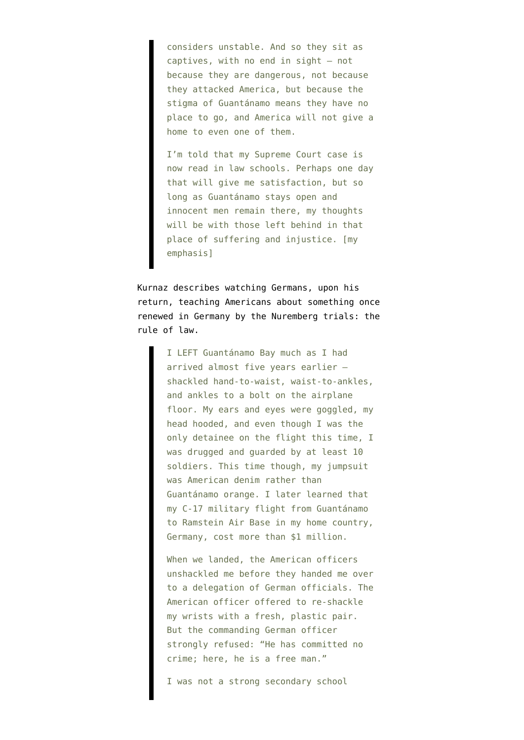> considers unstable. And so they sit as captives, with no end in sight — not because they are dangerous, not because they attacked America, but because the stigma of Guantánamo means they have no place to go, and America will not give a home to even one of them.
>
> I'm told that my Supreme Court case is now read in law schools. Perhaps one day that will give me satisfaction, but so long as Guantánamo stays open and innocent men remain there, my thoughts will be with those left behind in that place of suffering and injustice. [my emphasis]

Kurnaz describes watching Germans, upon his return, teaching Americans about something once renewed in Germany by the Nuremberg trials: the rule of law.

> I LEFT Guantánamo Bay much as I had arrived almost five years earlier — shackled hand-to-waist, waist-to-ankles, and ankles to a bolt on the airplane floor. My ears and eyes were goggled, my head hooded, and even though I was the only detainee on the flight this time, I was drugged and guarded by at least 10 soldiers. This time though, my jumpsuit was American denim rather than Guantánamo orange. I later learned that my C-17 military flight from Guantánamo to Ramstein Air Base in my home country, Germany, cost more than $1 million.
>
> When we landed, the American officers unshackled me before they handed me over to a delegation of German officials. The American officer offered to re-shackle my wrists with a fresh, plastic pair. But the commanding German officer strongly refused: "He has committed no crime; here, he is a free man."
>
> I was not a strong secondary school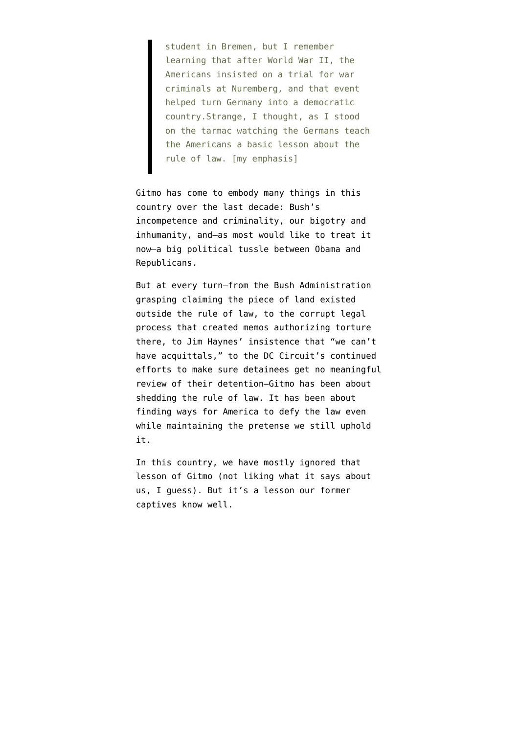> student in Bremen, but I remember learning that after World War II, the Americans insisted on a trial for war criminals at Nuremberg, and that event helped turn Germany into a democratic country.Strange, I thought, as I stood on the tarmac watching the Germans teach the Americans a basic lesson about the rule of law. [my emphasis]

Gitmo has come to embody many things in this country over the last decade: Bush's incompetence and criminality, our bigotry and inhumanity, and—as most would like to treat it now—a big political tussle between Obama and Republicans.

But at every turn—from the Bush Administration grasping claiming the piece of land existed outside the rule of law, to the corrupt legal process that created memos authorizing torture there, to Jim Haynes' insistence that "we can't have acquittals," to the DC Circuit's continued efforts to make sure detainees get no meaningful review of their detention—Gitmo has been about shedding the rule of law. It has been about finding ways for America to defy the law even while maintaining the pretense we still uphold it.

In this country, we have mostly ignored that lesson of Gitmo (not liking what it says about us, I guess). But it's a lesson our former captives know well.